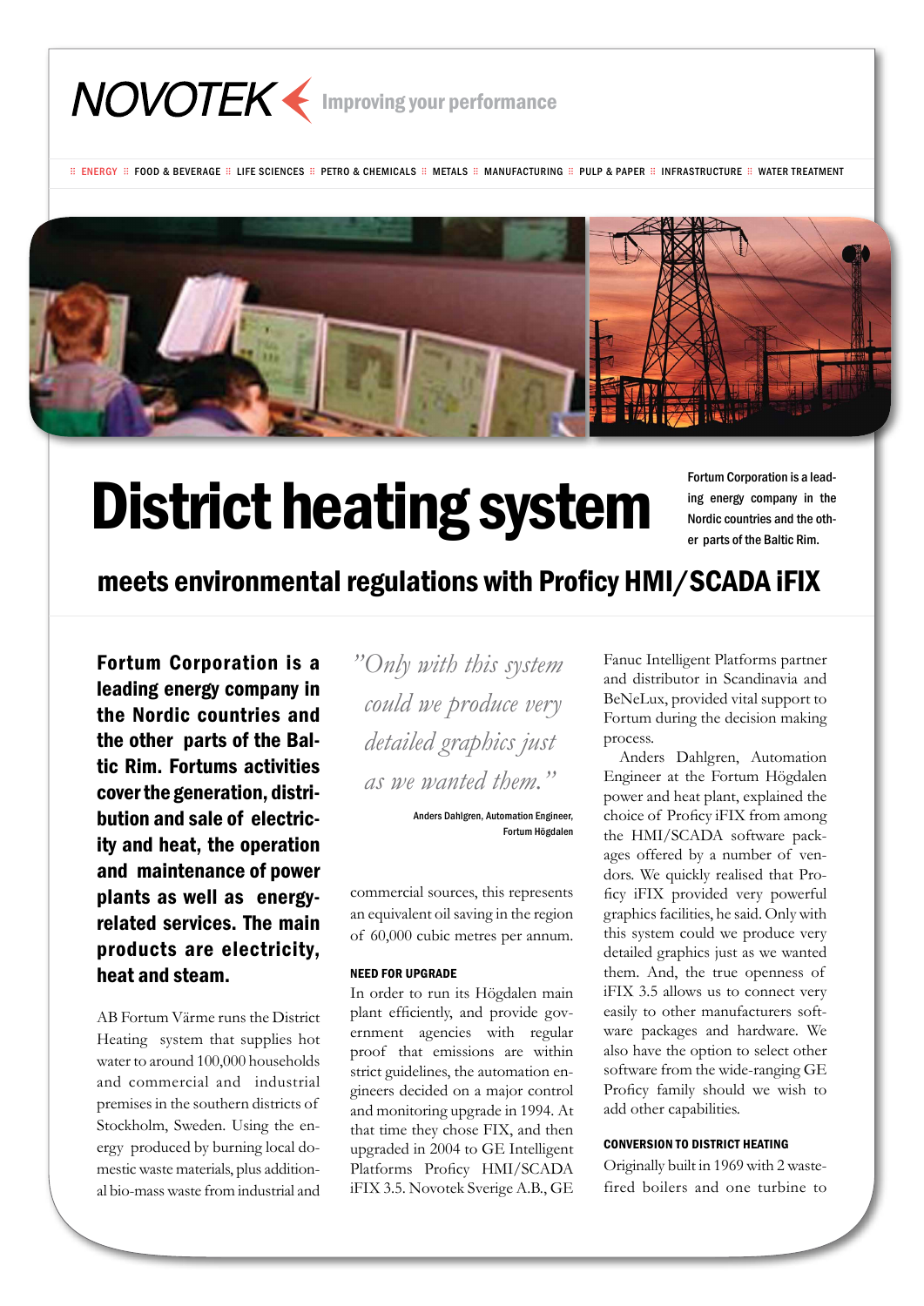NOVOTEK Improving your performance

ENERGY · FOOD & BEVERAGE · LIFE SCIENCES · PETRO & CHEMICALS · METALS · MANUFACTURING · PULP & PAPER · INFRASTRUCTURE · WATER TREATMENT

# District heating system

Fortum Corporation is a leading energy company in the Nordic countries and the other parts of the Baltic Rim.

## meets environmental regulations with Proficy HMI/SCADA iFIX

**Fortum Corporation is a leading energy company in the Nordic countries and the other parts of the Baltic Rim. Fortums activities cover the generation, distribution and sale of electricity and heat, the operation and maintenance of power plants as well as energy-related services. The main products are electricity, heat and steam.**

AB Fortum Värme runs the District Heating system that supplies hot water to around 100,000 households and commercial and industrial premises in the southern districts of Stockholm, Sweden. Using the energy produced by burning local domestic waste materials, plus additional bio-mass waste from industrial and commercial sources, this represents an equivalent oil saving in the region of 60,000 cubic metres per annum.

> *"Only with this system could we produce very detailed graphics just as we wanted them."*
>
> Anders Dahlgren, Automation Engineer, Fortum Högdalen

#### NEED FOR UPGRADE

In order to run its Högdalen main plant efficiently, and provide government agencies with regular proof that emissions are within strict guidelines, the automation engineers decided on a major control and monitoring upgrade in 1994. At that time they chose FIX, and then upgraded in 2004 to GE Intelligent Platforms Proficy HMI/SCADA iFIX 3.5. Novotek Sverige A.B., GE Fanuc Intelligent Platforms partner and distributor in Scandinavia and BeNeLux, provided vital support to Fortum during the decision making process.

Anders Dahlgren, Automation Engineer at the Fortum Högdalen power and heat plant, explained the choice of Proficy iFIX from among the HMI/SCADA software packages offered by a number of vendors. We quickly realised that Proficy iFIX provided very powerful graphics facilities, he said. Only with this system could we produce very detailed graphics just as we wanted them. And, the true openness of iFIX 3.5 allows us to connect very easily to other manufacturers software packages and hardware. We also have the option to select other software from the wide-ranging GE Proficy family should we wish to add other capabilities.

#### CONVERSION TO DISTRICT HEATING

Originally built in 1969 with 2 waste-fired boilers and one turbine to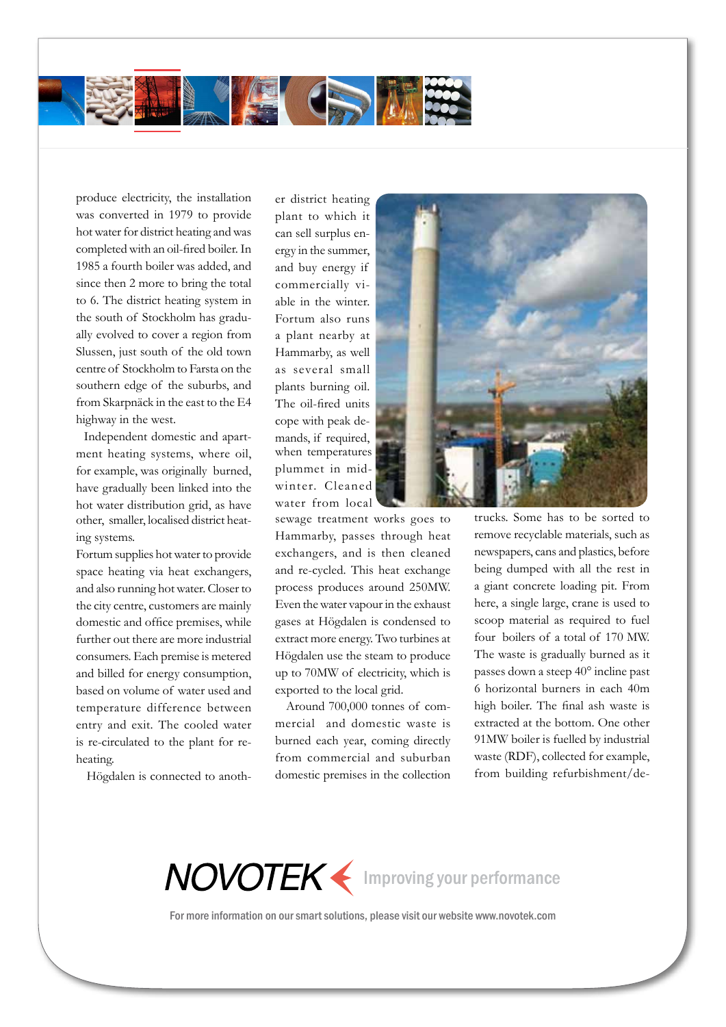produce electricity, the installation was converted in 1979 to provide hot water for district heating and was completed with an oil-fired boiler. In 1985 a fourth boiler was added, and since then 2 more to bring the total to 6. The district heating system in the south of Stockholm has gradually evolved to cover a region from Slussen, just south of the old town centre of Stockholm to Farsta on the southern edge of the suburbs, and from Skarpnäck in the east to the E4 highway in the west.

Independent domestic and apartment heating systems, where oil, for example, was originally burned, have gradually been linked into the hot water distribution grid, as have other, smaller, localised district heating systems.

Fortum supplies hot water to provide space heating via heat exchangers, and also running hot water. Closer to the city centre, customers are mainly domestic and office premises, while further out there are more industrial consumers. Each premise is metered and billed for energy consumption, based on volume of water used and temperature difference between entry and exit. The cooled water is re-circulated to the plant for re-heating.

Högdalen is connected to another district heating plant to which it can sell surplus energy in the summer, and buy energy if commercially viable in the winter. Fortum also runs a plant nearby at Hammarby, as well as several small plants burning oil. The oil-fired units cope with peak demands, if required, when temperatures plummet in mid-winter. Cleaned water from local sewage treatment works goes to Hammarby, passes through heat exchangers, and is then cleaned and re-cycled. This heat exchange process produces around 250MW. Even the water vapour in the exhaust gases at Högdalen is condensed to extract more energy. Two turbines at Högdalen use the steam to produce up to 70MW of electricity, which is exported to the local grid.

Around 700,000 tonnes of commercial and domestic waste is burned each year, coming directly from commercial and suburban domestic premises in the collection trucks. Some has to be sorted to remove recyclable materials, such as newspapers, cans and plastics, before being dumped with all the rest in a giant concrete loading pit. From here, a single large, crane is used to scoop material as required to fuel four boilers of a total of 170 MW. The waste is gradually burned as it passes down a steep 40° incline past 6 horizontal burners in each 40m high boiler. The final ash waste is extracted at the bottom. One other 91MW boiler is fuelled by industrial waste (RDF), collected for example, from building refurbishment/de-

NOVOTEK Improving your performance

For more information on our smart solutions, please visit our website www.novotek.com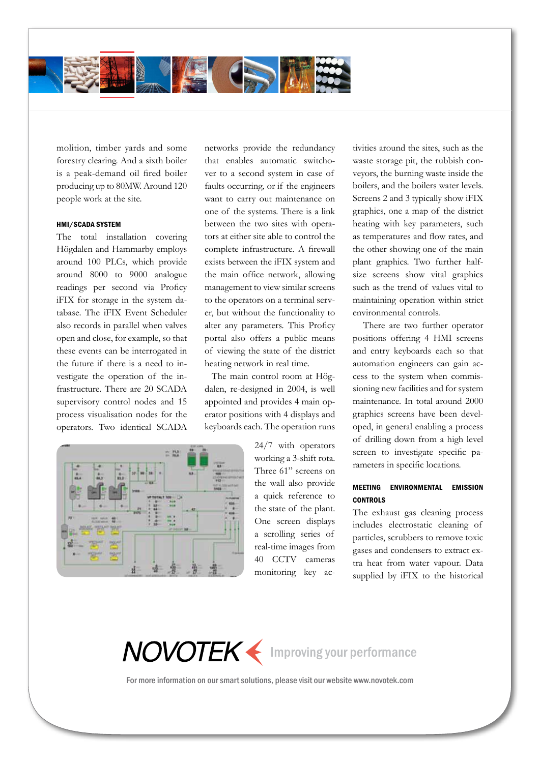molition, timber yards and some forestry clearing. And a sixth boiler is a peak-demand oil fired boiler producing up to 80MW. Around 120 people work at the site.

### HMI/SCADA SYSTEM

The total installation covering Högdalen and Hammarby employs around 100 PLCs, which provide around 8000 to 9000 analogue readings per second via Proficy iFIX for storage in the system database. The iFIX Event Scheduler also records in parallel when valves open and close, for example, so that these events can be interrogated in the future if there is a need to investigate the operation of the infrastructure. There are 20 SCADA supervisory control nodes and 15 process visualisation nodes for the operators. Two identical SCADA networks provide the redundancy that enables automatic switchover to a second system in case of faults occurring, or if the engineers want to carry out maintenance on one of the systems. There is a link between the two sites with operators at either site able to control the complete infrastructure. A firewall exists between the iFIX system and the main office network, allowing management to view similar screens to the operators on a terminal server, but without the functionality to alter any parameters. This Proficy portal also offers a public means of viewing the state of the district heating network in real time.

The main control room at Högdalen, re-designed in 2004, is well appointed and provides 4 main operator positions with 4 displays and keyboards each. The operation runs 24/7 with operators working a 3-shift rota. Three 61" screens on the wall also provide a quick reference to the state of the plant. One screen displays a scrolling series of real-time images from 40 CCTV cameras monitoring key activities around the sites, such as the waste storage pit, the rubbish conveyors, the burning waste inside the boilers, and the boilers water levels. Screens 2 and 3 typically show iFIX graphics, one a map of the district heating with key parameters, such as temperatures and flow rates, and the other showing one of the main plant graphics. Two further half-size screens show vital graphics such as the trend of values vital to maintaining operation within strict environmental controls.

There are two further operator positions offering 4 HMI screens and entry keyboards each so that automation engineers can gain access to the system when commissioning new facilities and for system maintenance. In total around 2000 graphics screens have been developed, in general enabling a process of drilling down from a high level screen to investigate specific parameters in specific locations.

### MEETING ENVIRONMENTAL EMISSION CONTROLS

The exhaust gas cleaning process includes electrostatic cleaning of particles, scrubbers to remove toxic gases and condensers to extract extra heat from water vapour. Data supplied by iFIX to the historical

NOVOTEK Improving your performance

For more information on our smart solutions, please visit our website www.novotek.com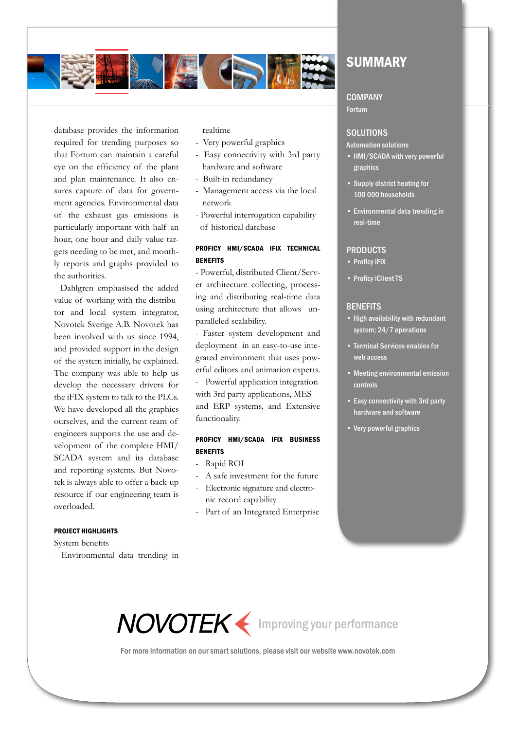database provides the information required for trending purposes so that Fortum can maintain a careful eye on the efficiency of the plant and plan maintenance. It also ensures capture of data for government agencies. Environmental data of the exhaust gas emissions is particularly important with half an hour, one hour and daily value targets needing to be met, and monthly reports and graphs provided to the authorities.

Dahlgren emphasised the added value of working with the distributor and local system integrator, Novotek Sverige A.B. Novotek has been involved with us since 1994, and provided support in the design of the system initially, he explained. The company was able to help us develop the necessary drivers for the iFIX system to talk to the PLCs. We have developed all the graphics ourselves, and the current team of engineers supports the use and development of the complete HMI/SCADA system and its database and reporting systems. But Novotek is always able to offer a back-up resource if our engineering team is overloaded.

#### PROJECT HIGHLIGHTS

System benefits

- Environmental data trending in realtime
- Very powerful graphics
- Easy connectivity with 3rd party hardware and software
- Built-in redundancy
- Management access via the local network
- Powerful interrogation capability of historical database

#### PROFICY HMI/SCADA IFIX TECHNICAL BENEFITS

- Powerful, distributed Client/Server architecture collecting, processing and distributing real-time data using architecture that allows unparalleled scalability.
- Faster system development and deployment in an easy-to-use integrated environment that uses powerful editors and animation experts.
- Powerful application integration with 3rd party applications, MES and ERP systems, and Extensive functionality.

#### PROFICY HMI/SCADA IFIX BUSINESS BENEFITS

- Rapid ROI
- A safe investment for the future
- Electronic signature and electronic record capability
- Part of an Integrated Enterprise

## SUMMARY

### COMPANY

Fortum

### SOLUTIONS

Automation solutions

- HMI/SCADA with very powerful graphics
- Supply district heating for 100 000 households
- Environmental data trending in real-time

### PRODUCTS

- Proficy iFIX
- Proficy iClient TS

### BENEFITS

- High availability with redundant system; 24/7 operations
- Terminal Services enables for web access
- Meeting environmental emission controls
- Easy connectivity with 3rd party hardware and software
- Very powerful graphics

NOVOTEK Improving your performance

For more information on our smart solutions, please visit our website www.novotek.com